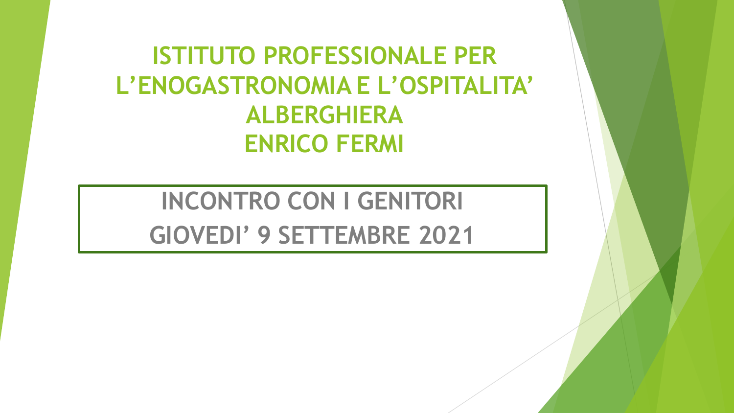# ISTITUTO PROFESSIONALE PER L'ENOGASTRONOMIA E L'OSPITALITA' ALBERGHIERA ENRICO FERMI

## INCONTRO CON I GENITORI
## GIOVEDI' 9 SETTEMBRE 2021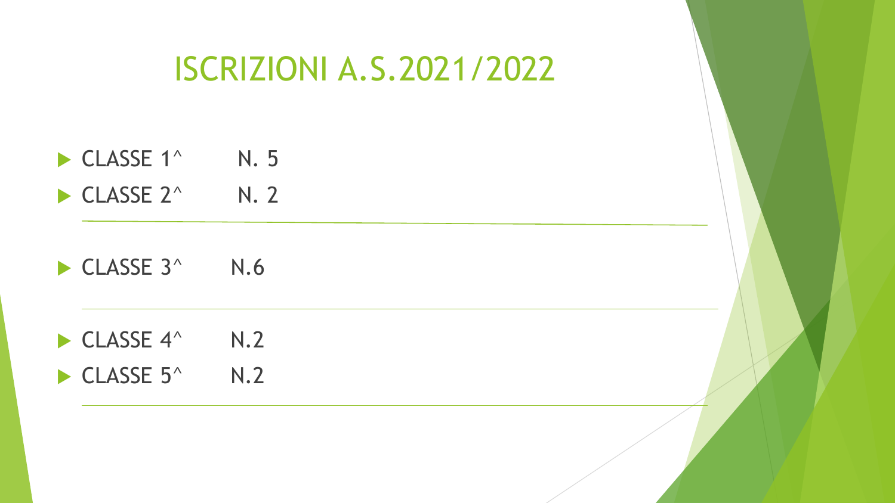# ISCRIZIONI A.S.2021/2022

- CLASSE 1^ N. 5
- CLASSE 2^ N. 2

---

- CLASSE 3^ N.6

---

- CLASSE 4^ N.2
- CLASSE 5^ N.2

---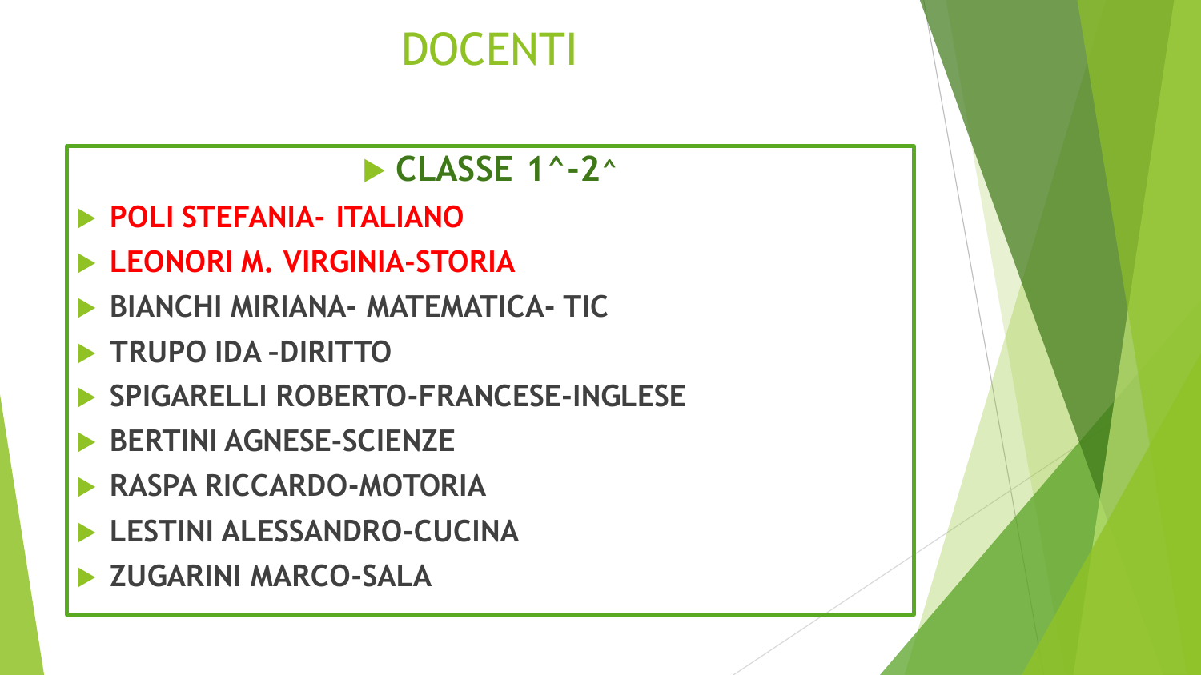# DOCENTI

## CLASSE 1^-2^

- **POLI STEFANIA- ITALIANO**
- **LEONORI M. VIRGINIA-STORIA**
- **BIANCHI MIRIANA- MATEMATICA- TIC**
- **TRUPO IDA –DIRITTO**
- **SPIGARELLI ROBERTO-FRANCESE-INGLESE**
- **BERTINI AGNESE-SCIENZE**
- **RASPA RICCARDO-MOTORIA**
- **LESTINI ALESSANDRO-CUCINA**
- **ZUGARINI MARCO-SALA**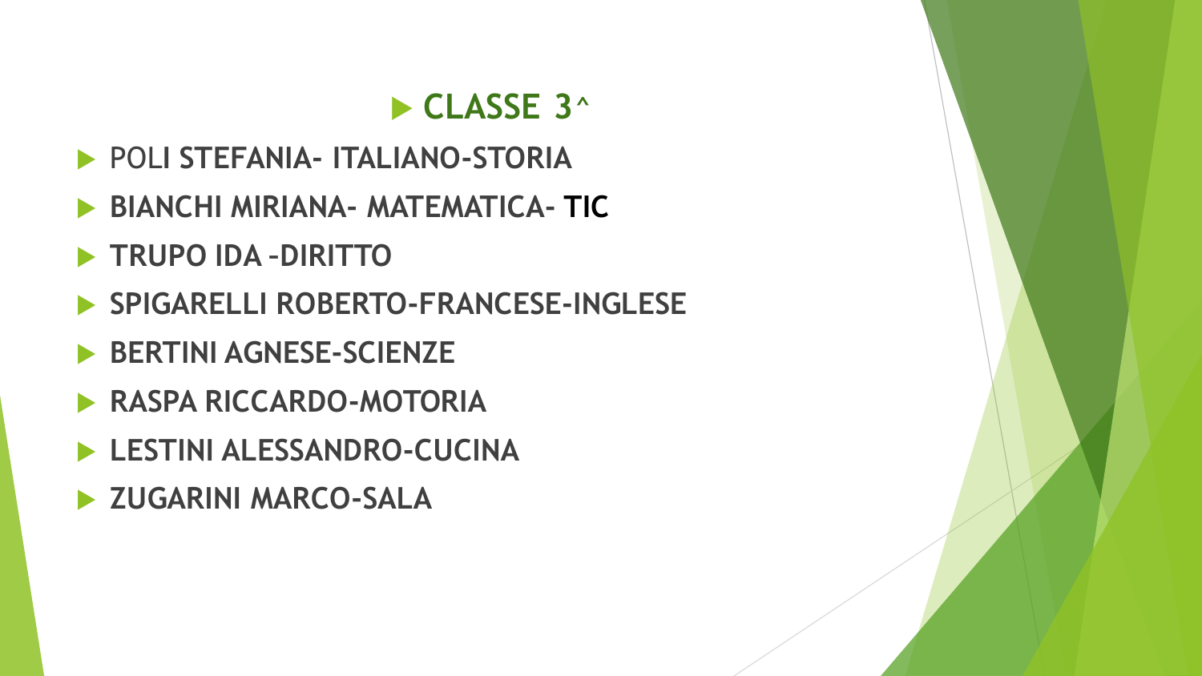## CLASSE 3^

- POLI **STEFANIA- ITALIANO-STORIA**
- **BIANCHI MIRIANA- MATEMATICA- TIC**
- **TRUPO IDA –DIRITTO**
- **SPIGARELLI ROBERTO-FRANCESE-INGLESE**
- **BERTINI AGNESE-SCIENZE**
- **RASPA RICCARDO-MOTORIA**
- **LESTINI ALESSANDRO-CUCINA**
- **ZUGARINI MARCO-SALA**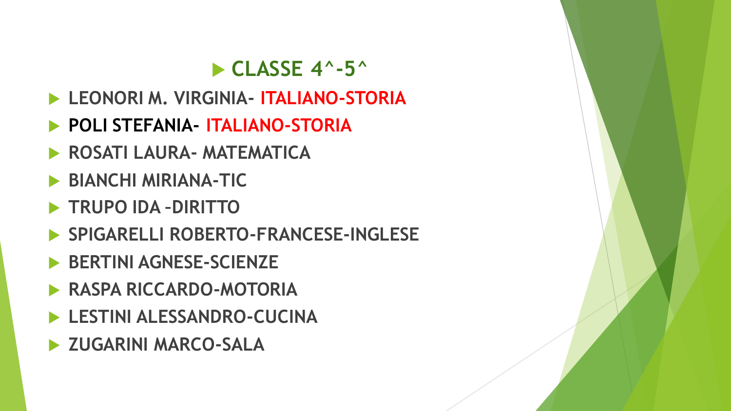## CLASSE 4^-5^

- **LEONORI M. VIRGINIA- ITALIANO-STORIA**
- **POLI STEFANIA- ITALIANO-STORIA**
- **ROSATI LAURA- MATEMATICA**
- **BIANCHI MIRIANA-TIC**
- **TRUPO IDA –DIRITTO**
- **SPIGARELLI ROBERTO-FRANCESE-INGLESE**
- **BERTINI AGNESE-SCIENZE**
- **RASPA RICCARDO-MOTORIA**
- **LESTINI ALESSANDRO-CUCINA**
- **ZUGARINI MARCO-SALA**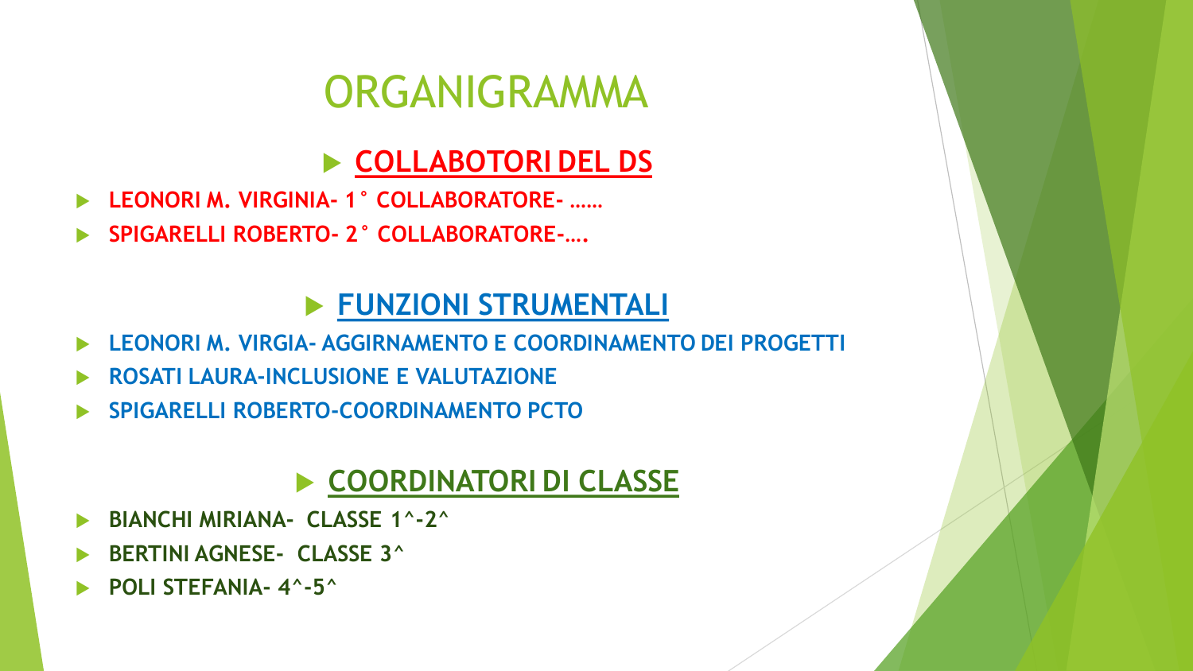# ORGANIGRAMMA

## COLLABOTORI DEL DS

- LEONORI M. VIRGINIA- 1° COLLABORATORE- ……
- SPIGARELLI ROBERTO- 2° COLLABORATORE-….

## FUNZIONI STRUMENTALI

- LEONORI M. VIRGIA- AGGIRNAMENTO E COORDINAMENTO DEI PROGETTI
- ROSATI LAURA-INCLUSIONE E VALUTAZIONE
- SPIGARELLI ROBERTO-COORDINAMENTO PCTO

## COORDINATORI DI CLASSE

- BIANCHI MIRIANA- CLASSE 1^-2^
- BERTINI AGNESE- CLASSE 3^
- POLI STEFANIA- 4^-5^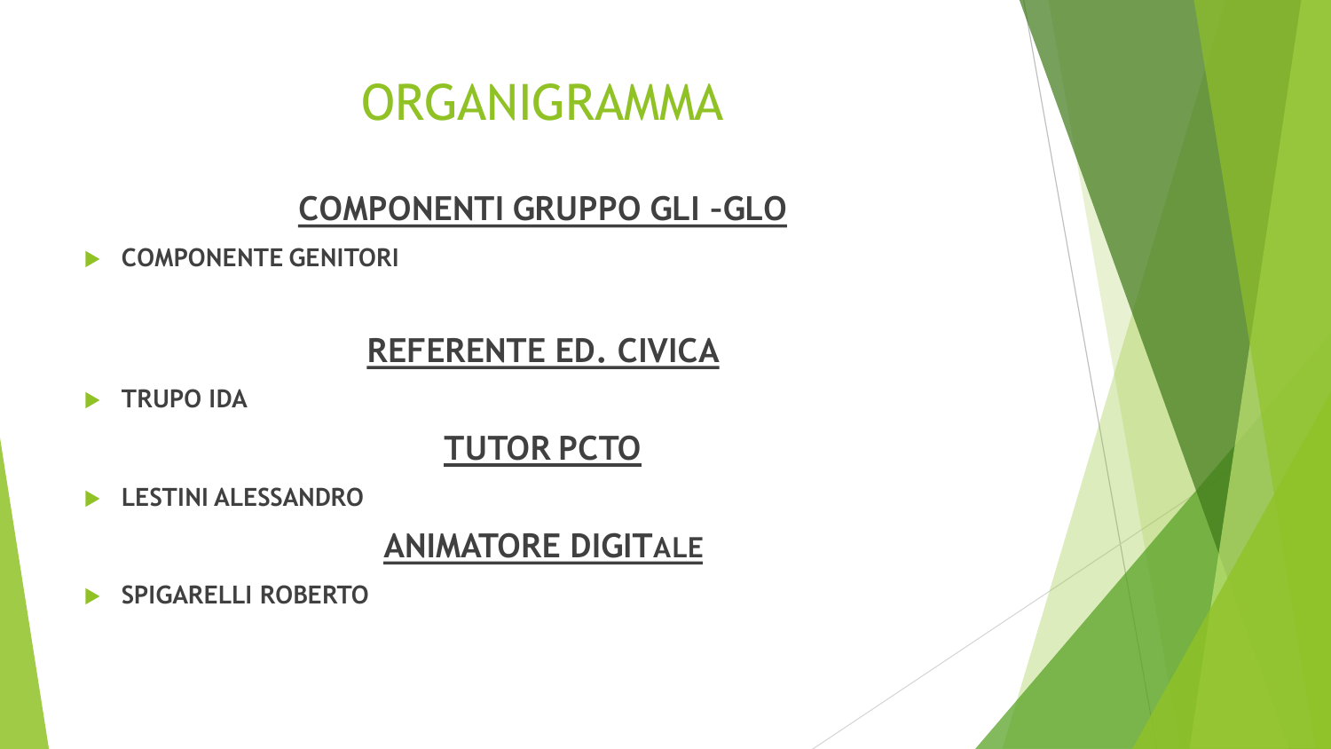# ORGANIGRAMMA

## COMPONENTI GRUPPO GLI –GLO

- **COMPONENTE GENITORI**

## REFERENTE ED. CIVICA

- **TRUPO IDA**

## TUTOR PCTO

- **LESTINI ALESSANDRO**

## ANIMATORE DIGITALE

- **SPIGARELLI ROBERTO**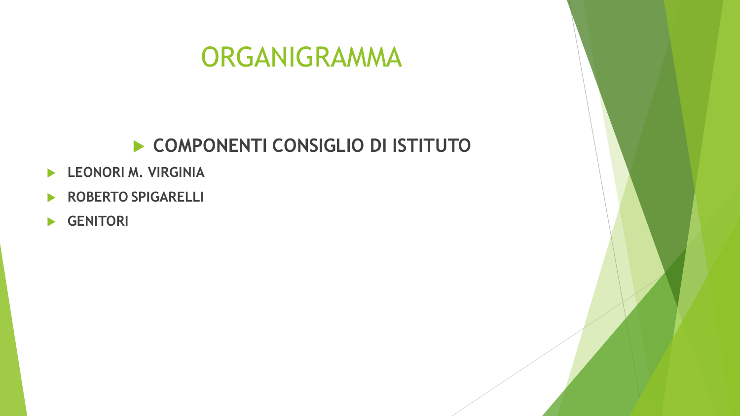# ORGANIGRAMMA

- **COMPONENTI CONSIGLIO DI ISTITUTO**
- **LEONORI M. VIRGINIA**
- **ROBERTO SPIGARELLI**
- **GENITORI**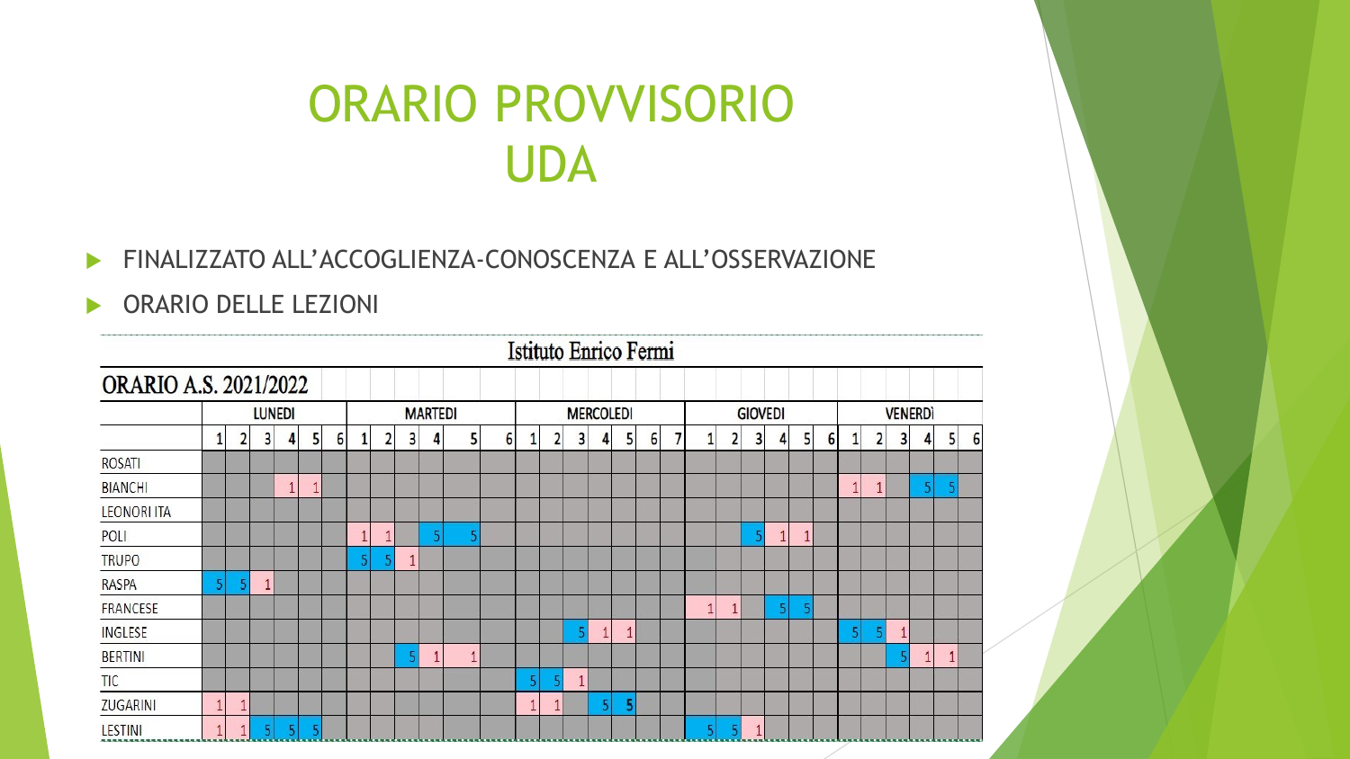# ORARIO PROVVISORIO UDA

- FINALIZZATO ALL'ACCOGLIENZA-CONOSCENZA E ALL'OSSERVAZIONE
- ORARIO DELLE LEZIONI

**Istituto Enrico Fermi**

**ORARIO A.S. 2021/2022**

| | LUNEDI | | | | | | MARTEDI | | | | | | MERCOLEDI | | | | | | | GIOVEDI | | | | | | VENERDÌ | | | | | |
|---|---|---|---|---|---|---|---|---|---|---|---|---|---|---|---|---|---|---|---|---|---|---|---|---|---|---|---|---|---|---|---|
| | 1 | 2 | 3 | 4 | 5 | 6 | 1 | 2 | 3 | 4 | 5 | 6 | 1 | 2 | 3 | 4 | 5 | 6 | 7 | 1 | 2 | 3 | 4 | 5 | 6 | 1 | 2 | 3 | 4 | 5 | 6 |
| ROSATI | | | | | | | | | | | | | | | | | | | | | | | | | | | | | | | |
| BIANCHI | | | | 1 | 1 | | | | | | | | | | | | | | | | | | | | | 1 | 1 | | 5 | 5 | |
| LEONORI ITA | | | | | | | | | | | | | | | | | | | | | | | | | | | | | | | |
| POLI | | | | | | | 1 | 1 | | 5 | 5 | | | | | | | | | | | 5 | 1 | 1 | | | | | | | |
| TRUPO | | | | | | | 5 | 5 | 1 | | | | | | | | | | | | | | | | | | | | | | |
| RASPA | 5 | 5 | 1 | | | | | | | | | | | | | | | | | | | | | | | | | | | | |
| FRANCESE | | | | | | | | | | | | | | | | | | | | 1 | 1 | | 5 | 5 | | | | | | | |
| INGLESE | | | | | | | | | | | | | | | 5 | 1 | 1 | | | | | | | | | 5 | 5 | 1 | | | |
| BERTINI | | | | | | | | | 5 | 1 | 1 | | | | | | | | | | | | | | | | | 5 | 1 | 1 | |
| TIC | | | | | | | | | | | | | 5 | 5 | 1 | | | | | | | | | | | | | | | | |
| ZUGARINI | 1 | 1 | | | | | | | | | | | 1 | 1 | | 5 | 5 | | | | | | | | | | | | | | |
| LESTINI | 1 | 1 | 5 | 5 | 5 | | | | | | | | | | | | | | | 5 | 5 | 1 | | | | | | | | | |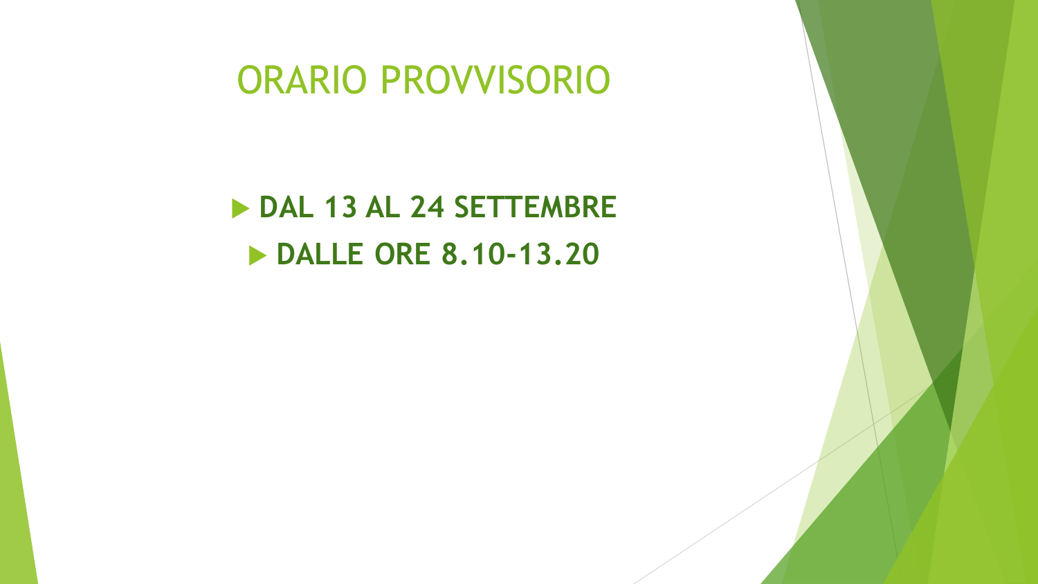# ORARIO PROVVISORIO

- **DAL 13 AL 24 SETTEMBRE**
  - **DALLE ORE 8.10-13.20**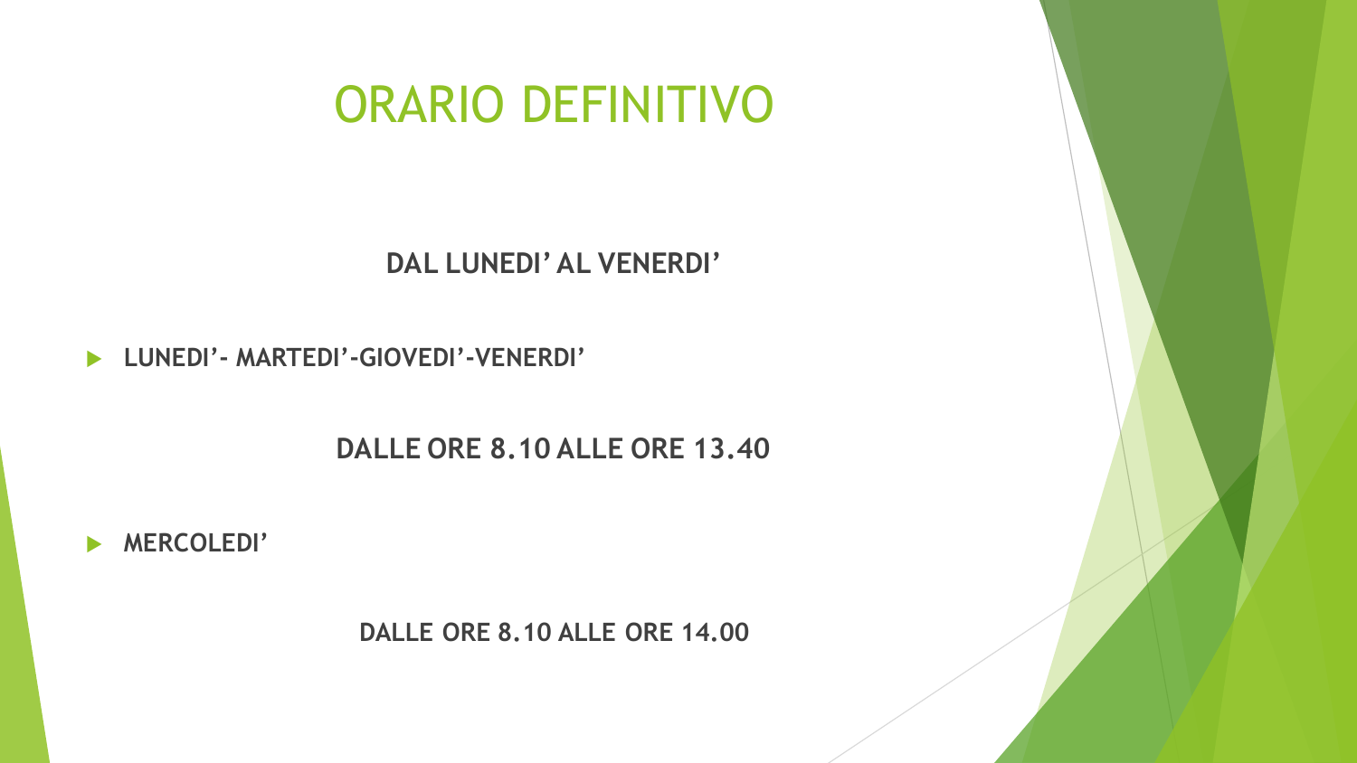# ORARIO DEFINITIVO

**DAL LUNEDI' AL VENERDI'**

- **LUNEDI'- MARTEDI'-GIOVEDI'-VENERDI'**

**DALLE ORE 8.10 ALLE ORE 13.40**

- **MERCOLEDI'**

**DALLE ORE 8.10 ALLE ORE 14.00**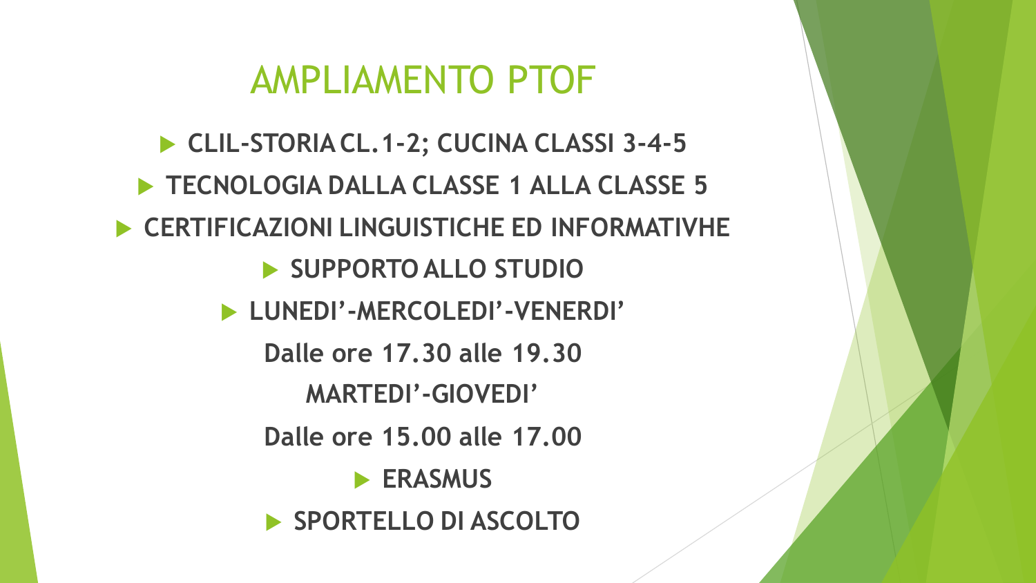# AMPLIAMENTO PTOF

- **CLIL-STORIA CL.1-2; CUCINA CLASSI 3-4-5**
- **TECNOLOGIA DALLA CLASSE 1 ALLA CLASSE 5**
- **CERTIFICAZIONI LINGUISTICHE ED INFORMATIVHE**
- **SUPPORTO ALLO STUDIO**
- **LUNEDI'-MERCOLEDI'-VENERDI'**

  **Dalle ore 17.30 alle 19.30**

  **MARTEDI'-GIOVEDI'**

  **Dalle ore 15.00 alle 17.00**
- **ERASMUS**
- **SPORTELLO DI ASCOLTO**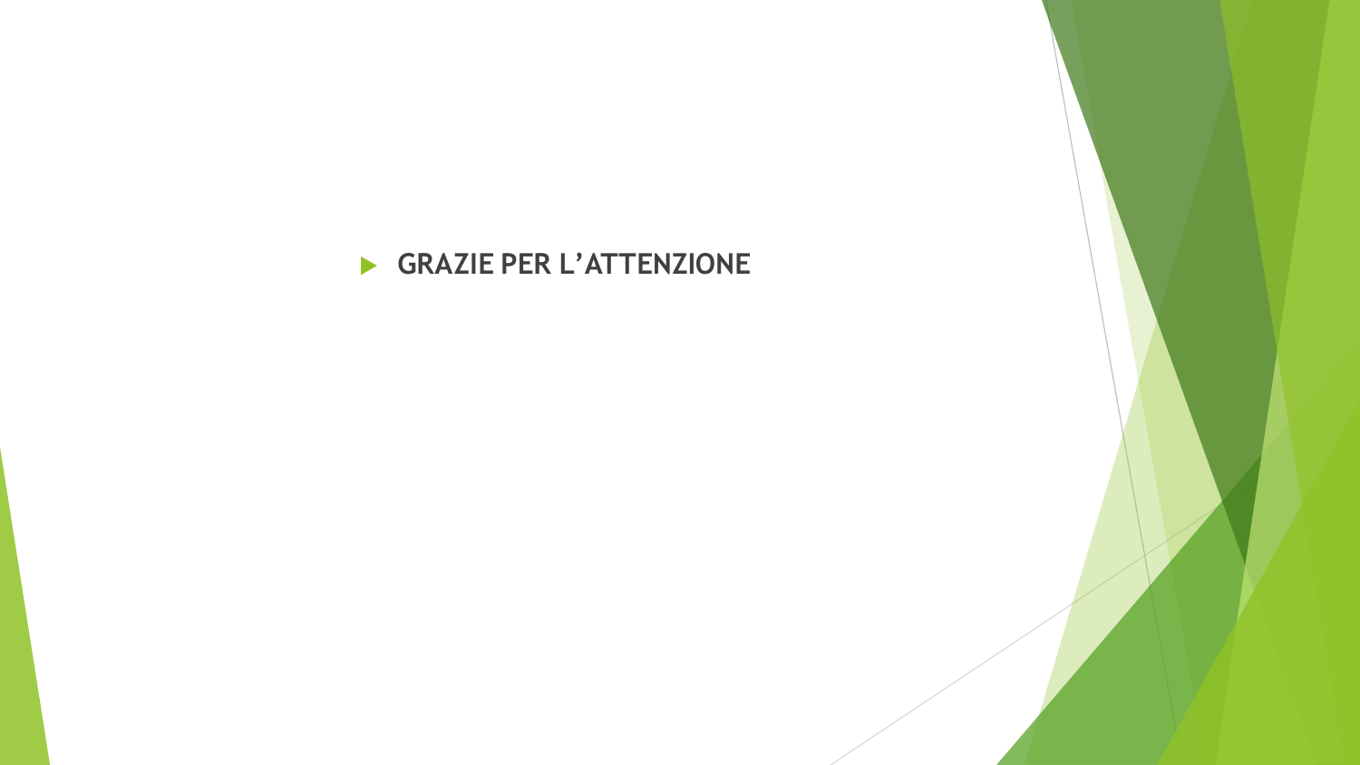- **GRAZIE PER L’ATTENZIONE**